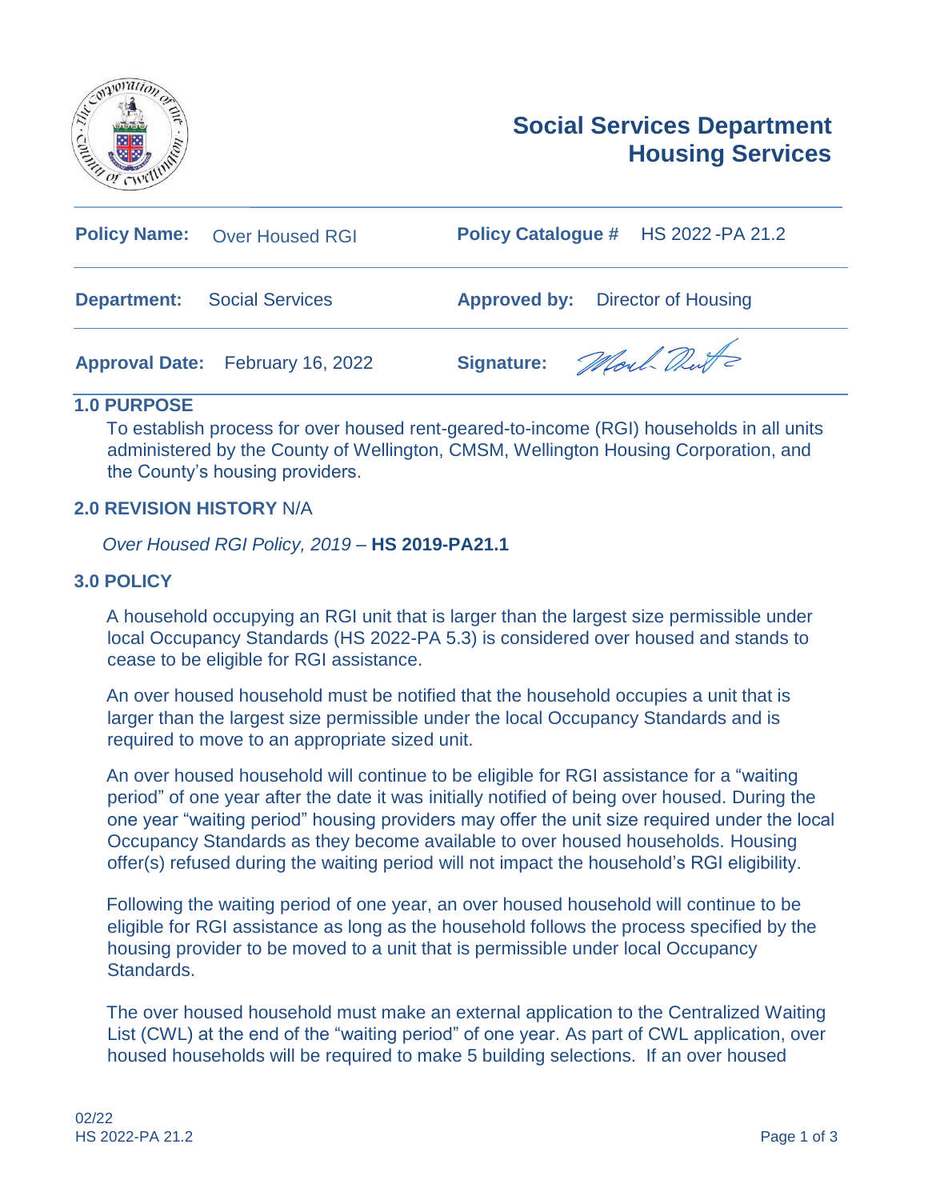# Social Services Department
# Housing Services

| Policy Name: Over Housed RGI | Policy Catalogue # HS 2022-PA 21.2 |
|---|---|
| **Department:** Social Services | **Approved by:** Director of Housing |
| **Approval Date:** February 16, 2022 | **Signature:** |

## 1.0 PURPOSE

To establish process for over housed rent-geared-to-income (RGI) households in all units administered by the County of Wellington, CMSM, Wellington Housing Corporation, and the County's housing providers.

## 2.0 REVISION HISTORY N/A

*Over Housed RGI Policy, 2019* – **HS 2019-PA21.1**

## 3.0 POLICY

A household occupying an RGI unit that is larger than the largest size permissible under local Occupancy Standards (HS 2022-PA 5.3) is considered over housed and stands to cease to be eligible for RGI assistance.

An over housed household must be notified that the household occupies a unit that is larger than the largest size permissible under the local Occupancy Standards and is required to move to an appropriate sized unit.

An over housed household will continue to be eligible for RGI assistance for a "waiting period" of one year after the date it was initially notified of being over housed. During the one year "waiting period" housing providers may offer the unit size required under the local Occupancy Standards as they become available to over housed households. Housing offer(s) refused during the waiting period will not impact the household's RGI eligibility.

Following the waiting period of one year, an over housed household will continue to be eligible for RGI assistance as long as the household follows the process specified by the housing provider to be moved to a unit that is permissible under local Occupancy Standards.

The over housed household must make an external application to the Centralized Waiting List (CWL) at the end of the "waiting period" of one year. As part of CWL application, over housed households will be required to make 5 building selections. If an over housed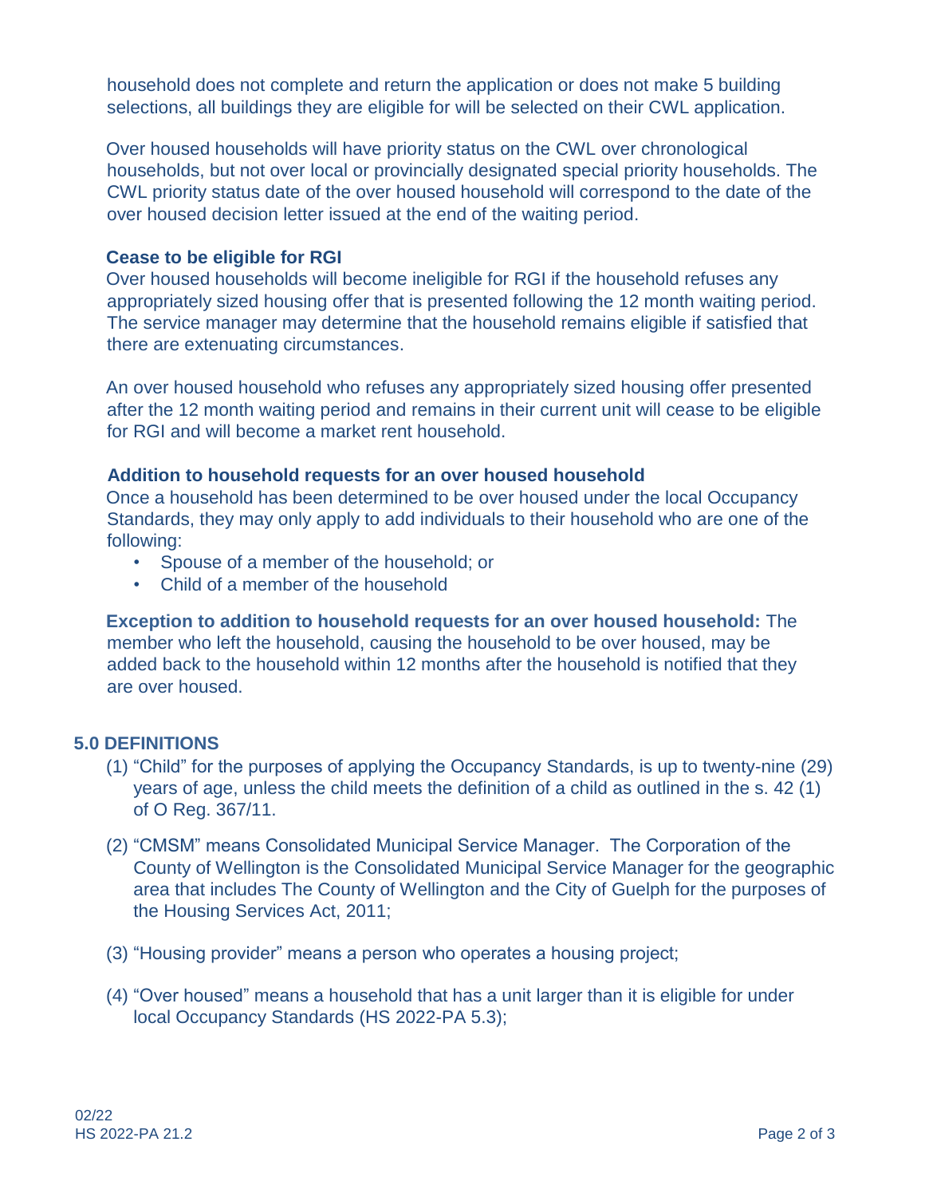household does not complete and return the application or does not make 5 building selections, all buildings they are eligible for will be selected on their CWL application.

Over housed households will have priority status on the CWL over chronological households, but not over local or provincially designated special priority households. The CWL priority status date of the over housed household will correspond to the date of the over housed decision letter issued at the end of the waiting period.

**Cease to be eligible for RGI**

Over housed households will become ineligible for RGI if the household refuses any appropriately sized housing offer that is presented following the 12 month waiting period. The service manager may determine that the household remains eligible if satisfied that there are extenuating circumstances.

An over housed household who refuses any appropriately sized housing offer presented after the 12 month waiting period and remains in their current unit will cease to be eligible for RGI and will become a market rent household.

**Addition to household requests for an over housed household**

Once a household has been determined to be over housed under the local Occupancy Standards, they may only apply to add individuals to their household who are one of the following:

- Spouse of a member of the household; or
- Child of a member of the household

**Exception to addition to household requests for an over housed household:** The member who left the household, causing the household to be over housed, may be added back to the household within 12 months after the household is notified that they are over housed.

## 5.0 DEFINITIONS

(1) "Child" for the purposes of applying the Occupancy Standards, is up to twenty-nine (29) years of age, unless the child meets the definition of a child as outlined in the s. 42 (1) of O Reg. 367/11.

(2) "CMSM" means Consolidated Municipal Service Manager. The Corporation of the County of Wellington is the Consolidated Municipal Service Manager for the geographic area that includes The County of Wellington and the City of Guelph for the purposes of the Housing Services Act, 2011;

(3) "Housing provider" means a person who operates a housing project;

(4) "Over housed" means a household that has a unit larger than it is eligible for under local Occupancy Standards (HS 2022-PA 5.3);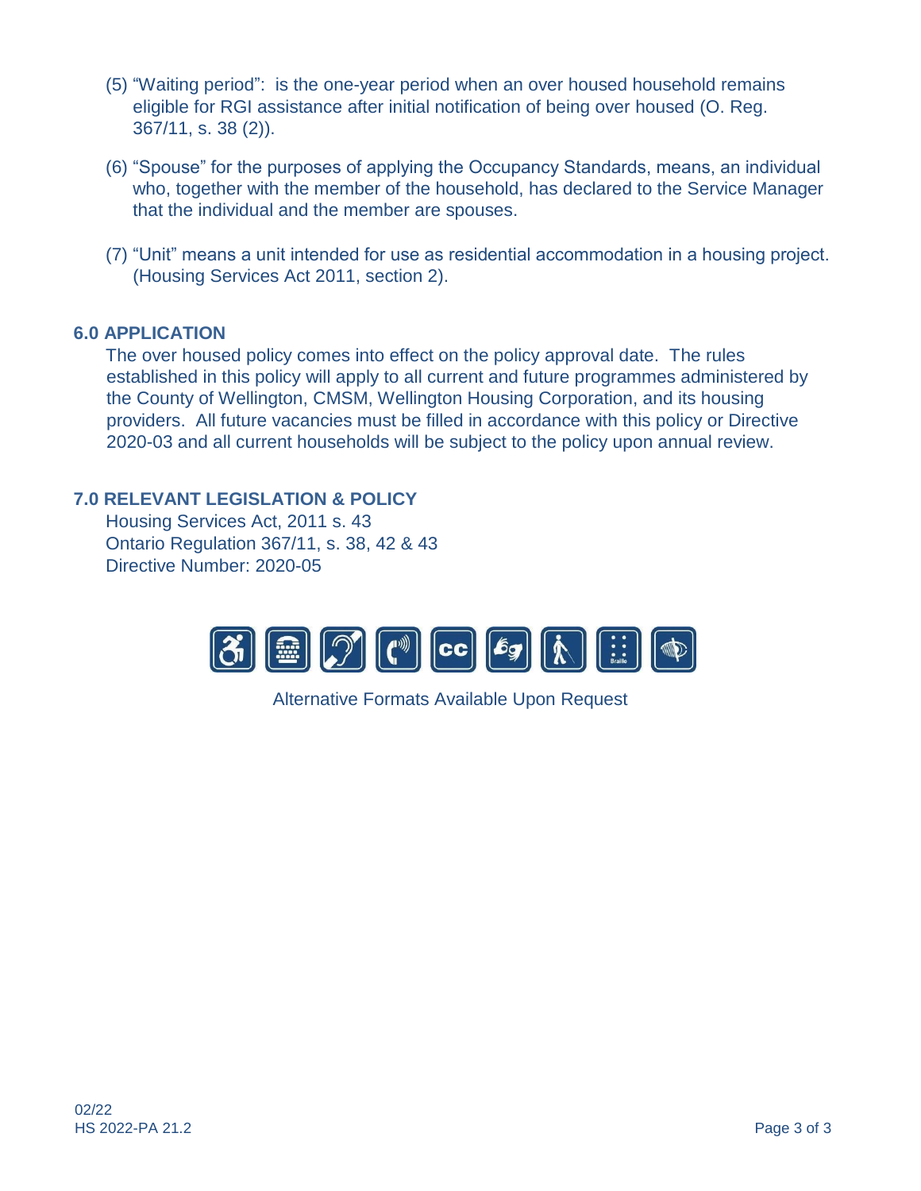(5) "Waiting period": is the one-year period when an over housed household remains eligible for RGI assistance after initial notification of being over housed (O. Reg. 367/11, s. 38 (2)).

(6) "Spouse" for the purposes of applying the Occupancy Standards, means, an individual who, together with the member of the household, has declared to the Service Manager that the individual and the member are spouses.

(7) "Unit" means a unit intended for use as residential accommodation in a housing project. (Housing Services Act 2011, section 2).

## 6.0 APPLICATION

The over housed policy comes into effect on the policy approval date. The rules established in this policy will apply to all current and future programmes administered by the County of Wellington, CMSM, Wellington Housing Corporation, and its housing providers. All future vacancies must be filled in accordance with this policy or Directive 2020-03 and all current households will be subject to the policy upon annual review.

## 7.0 RELEVANT LEGISLATION & POLICY

Housing Services Act, 2011 s. 43
Ontario Regulation 367/11, s. 38, 42 & 43
Directive Number: 2020-05

Alternative Formats Available Upon Request

02/22
HS 2022-PA 21.2